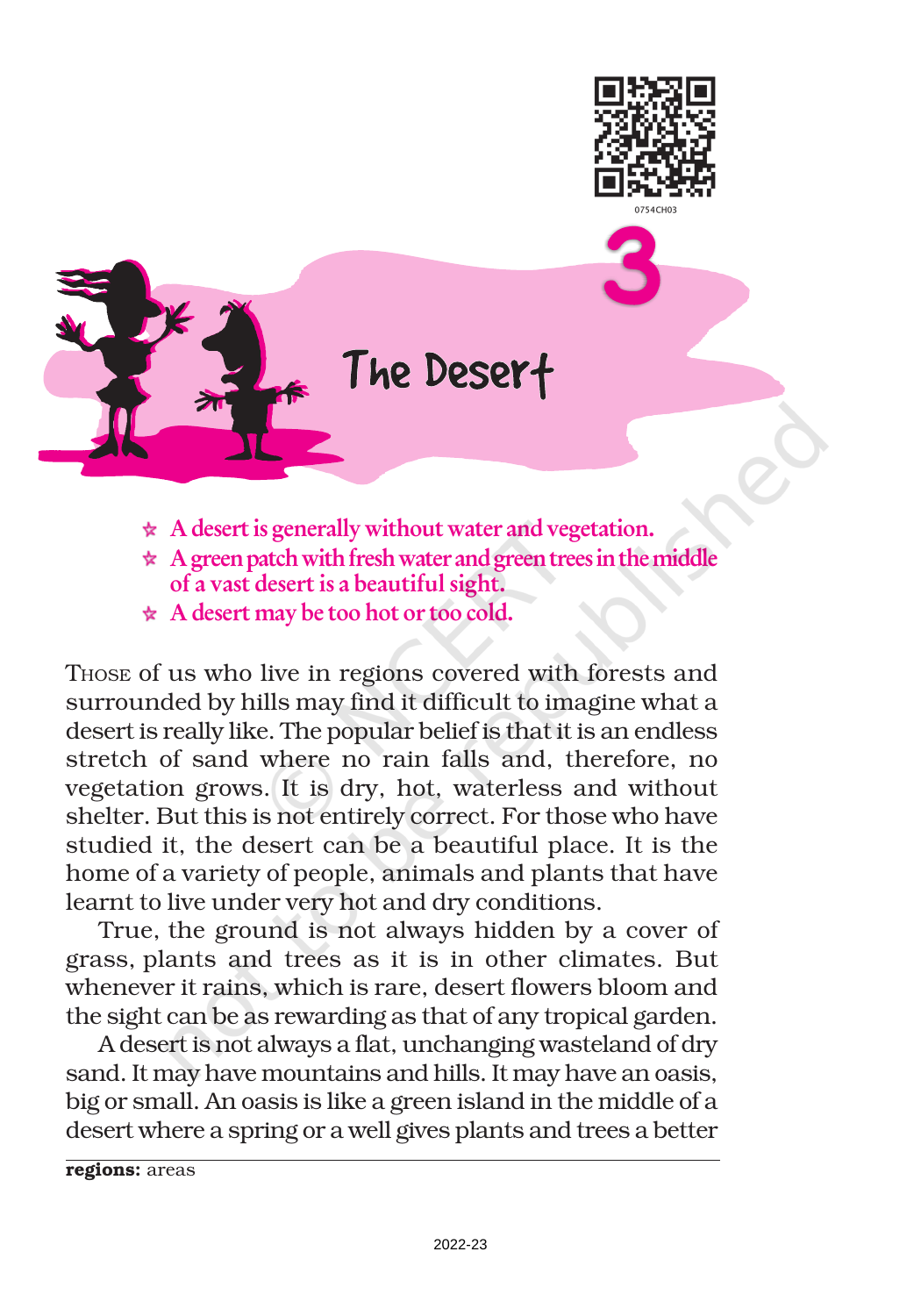# 3 The Desert

- A desert is generally without water and vegetation.
- A green patch with fresh water and green trees in the middle of a vast desert is a beautiful sight.
- A desert may be too hot or too cold.

THOSE of us who live in regions covered with forests and surrounded by hills may find it difficult to imagine what a desert is really like. The popular belief is that it is an endless stretch of sand where no rain falls and, therefore, no vegetation grows. It is dry, hot, waterless and without shelter. But this is not entirely correct. For those who have studied it, the desert can be a beautiful place. It is the home of a variety of people, animals and plants that have learnt to live under very hot and dry conditions.

True, the ground is not always hidden by a cover of grass, plants and trees as it is in other climates. But whenever it rains, which is rare, desert flowers bloom and the sight can be as rewarding as that of any tropical garden.

A desert is not always a flat, unchanging wasteland of dry sand. It may have mountains and hills. It may have an oasis, big or small. An oasis is like a green island in the middle of a desert where a spring or a well gives plants and trees a better

---

**regions:** areas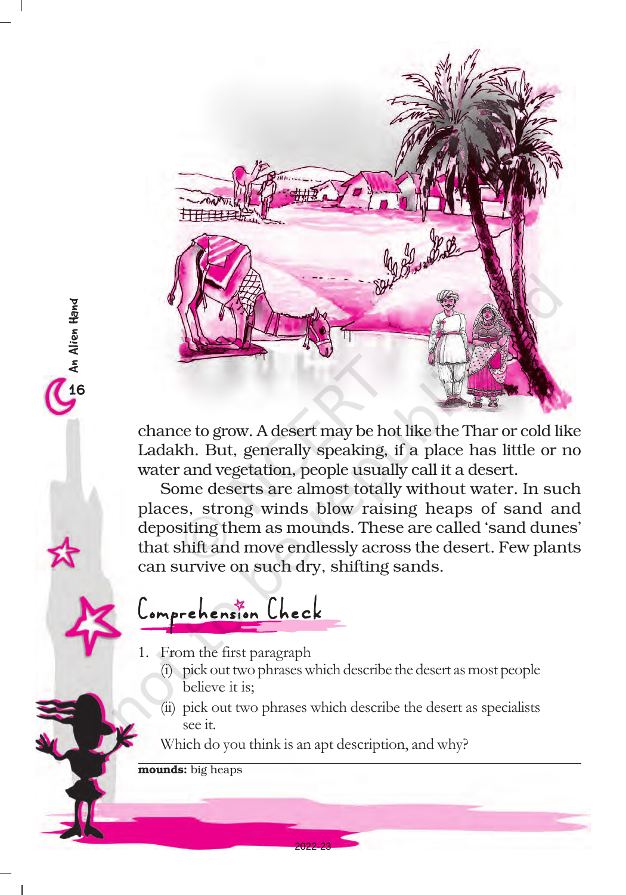chance to grow. A desert may be hot like the Thar or cold like Ladakh. But, generally speaking, if a place has little or no water and vegetation, people usually call it a desert.

Some deserts are almost totally without water. In such places, strong winds blow raising heaps of sand and depositing them as mounds. These are called 'sand dunes' that shift and move endlessly across the desert. Few plants can survive on such dry, shifting sands.

## Comprehension Check

1. From the first paragraph
   (i) pick out two phrases which describe the desert as most people believe it is;
   (ii) pick out two phrases which describe the desert as specialists see it.

   Which do you think is an apt description, and why?

**mounds:** big heaps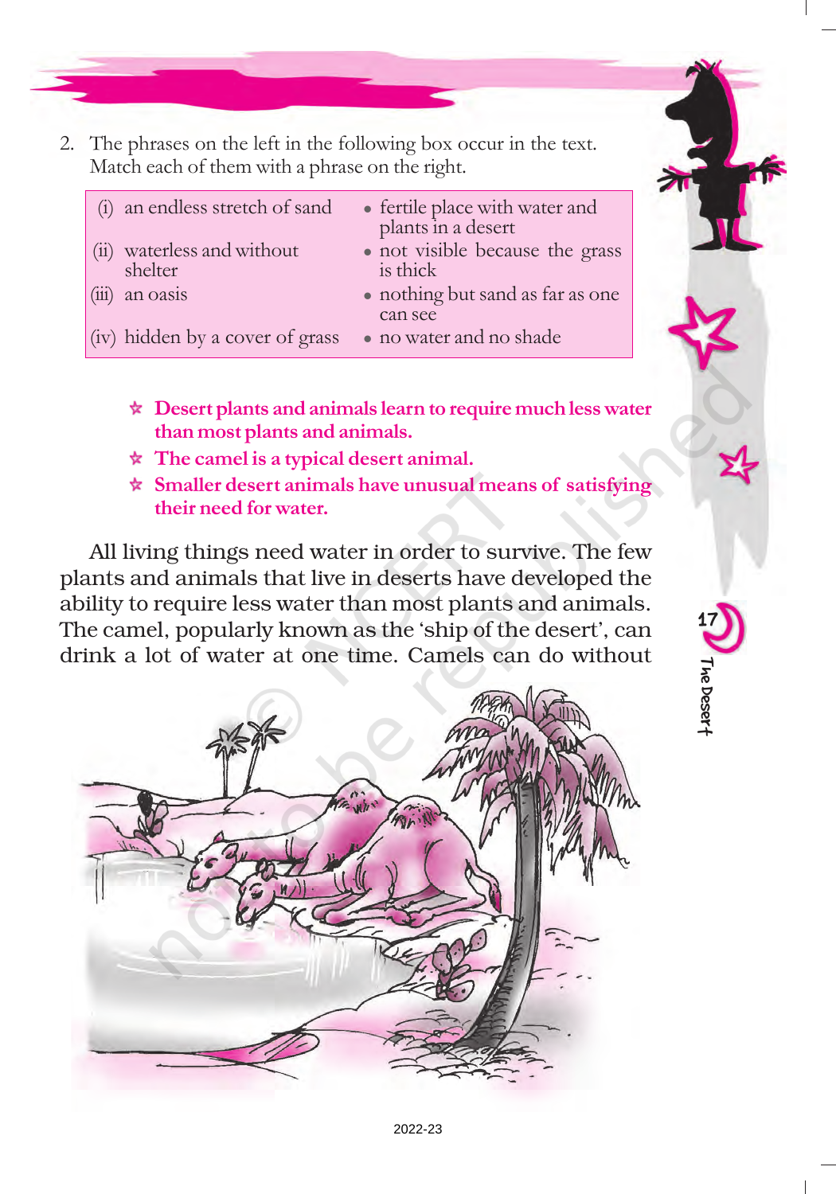2. The phrases on the left in the following box occur in the text. Match each of them with a phrase on the right.

| | |
|---|---|
| (i) an endless stretch of sand | • fertile place with water and plants in a desert |
| (ii) waterless and without shelter | • not visible because the grass is thick |
| (iii) an oasis | • nothing but sand as far as one can see |
| (iv) hidden by a cover of grass | • no water and no shade |

- **Desert plants and animals learn to require much less water than most plants and animals.**
- **The camel is a typical desert animal.**
- **Smaller desert animals have unusual means of satisfying their need for water.**

All living things need water in order to survive. The few plants and animals that live in deserts have developed the ability to require less water than most plants and animals. The camel, popularly known as the 'ship of the desert', can drink a lot of water at one time. Camels can do without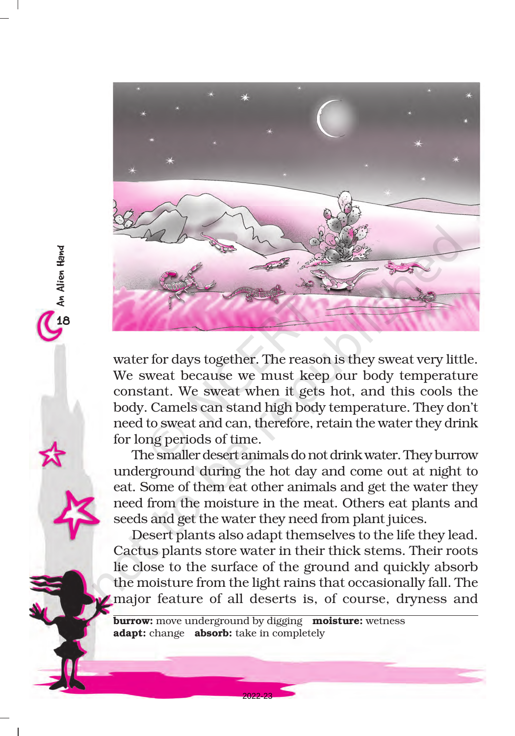water for days together. The reason is they sweat very little. We sweat because we must keep our body temperature constant. We sweat when it gets hot, and this cools the body. Camels can stand high body temperature. They don't need to sweat and can, therefore, retain the water they drink for long periods of time.

The smaller desert animals do not drink water. They burrow underground during the hot day and come out at night to eat. Some of them eat other animals and get the water they need from the moisture in the meat. Others eat plants and seeds and get the water they need from plant juices.

Desert plants also adapt themselves to the life they lead. Cactus plants store water in their thick stems. Their roots lie close to the surface of the ground and quickly absorb the moisture from the light rains that occasionally fall. The major feature of all deserts is, of course, dryness and

---

**burrow:** move underground by digging **moisture:** wetness
**adapt:** change **absorb:** take in completely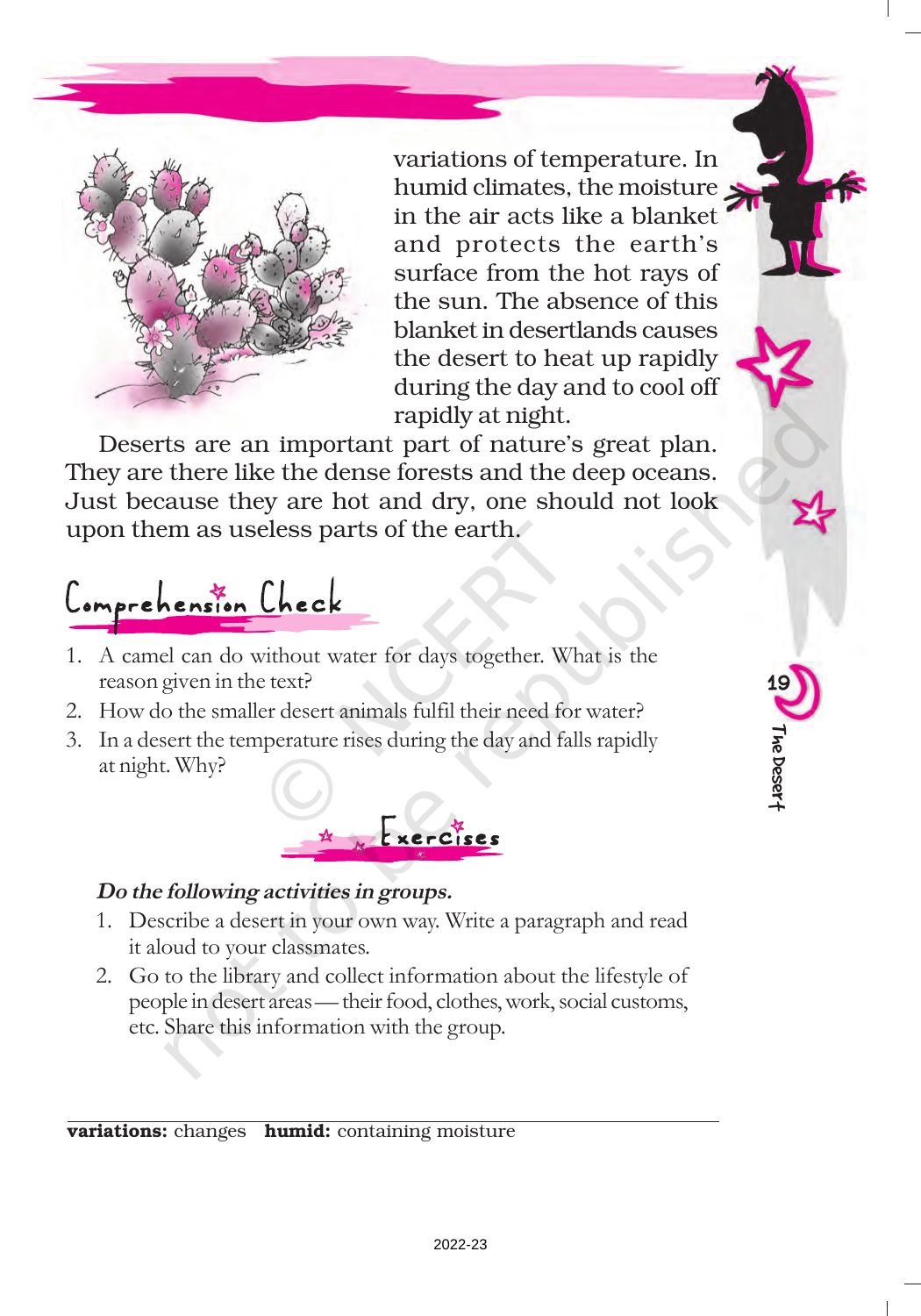variations of temperature. In humid climates, the moisture in the air acts like a blanket and protects the earth's surface from the hot rays of the sun. The absence of this blanket in desertlands causes the desert to heat up rapidly during the day and to cool off rapidly at night.

Deserts are an important part of nature's great plan. They are there like the dense forests and the deep oceans. Just because they are hot and dry, one should not look upon them as useless parts of the earth.

## Comprehension Check

1. A camel can do without water for days together. What is the reason given in the text?
2. How do the smaller desert animals fulfil their need for water?
3. In a desert the temperature rises during the day and falls rapidly at night. Why?

## Exercises

***Do the following activities in groups.***

1. Describe a desert in your own way. Write a paragraph and read it aloud to your classmates.
2. Go to the library and collect information about the lifestyle of people in desert areas — their food, clothes, work, social customs, etc. Share this information with the group.

---

**variations:** changes **humid:** containing moisture